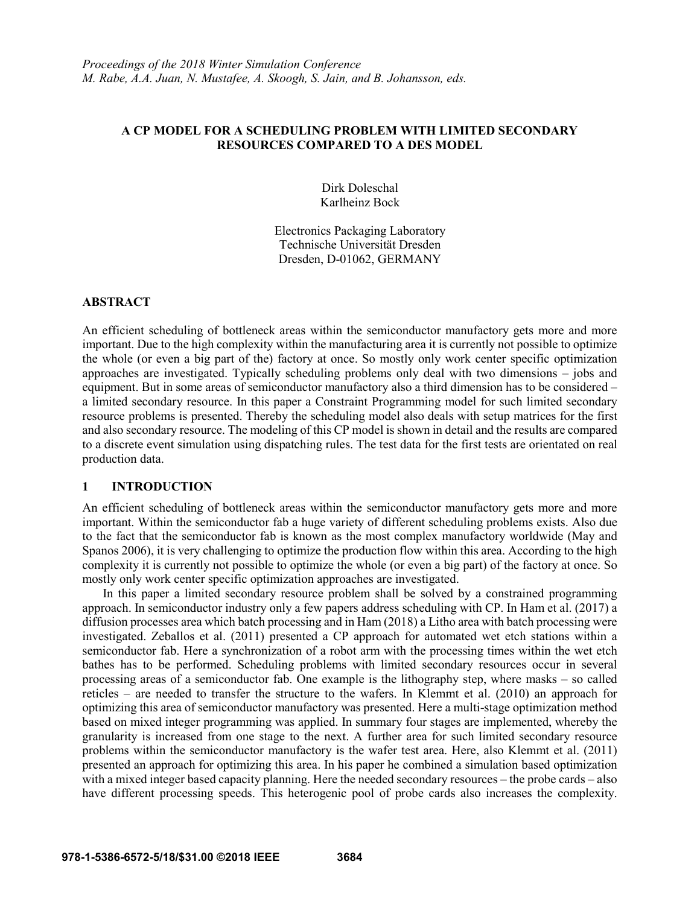*Proceedings of the 2018 Winter Simulation Conference*
*M. Rabe, A.A. Juan, N. Mustafee, A. Skoogh, S. Jain, and B. Johansson, eds.*

# A CP MODEL FOR A SCHEDULING PROBLEM WITH LIMITED SECONDARY RESOURCES COMPARED TO A DES MODEL

Dirk Doleschal
Karlheinz Bock

Electronics Packaging Laboratory
Technische Universität Dresden
Dresden, D-01062, GERMANY

## ABSTRACT

An efficient scheduling of bottleneck areas within the semiconductor manufactory gets more and more important. Due to the high complexity within the manufacturing area it is currently not possible to optimize the whole (or even a big part of the) factory at once. So mostly only work center specific optimization approaches are investigated. Typically scheduling problems only deal with two dimensions – jobs and equipment. But in some areas of semiconductor manufactory also a third dimension has to be considered – a limited secondary resource. In this paper a Constraint Programming model for such limited secondary resource problems is presented. Thereby the scheduling model also deals with setup matrices for the first and also secondary resource. The modeling of this CP model is shown in detail and the results are compared to a discrete event simulation using dispatching rules. The test data for the first tests are orientated on real production data.

## 1 INTRODUCTION

An efficient scheduling of bottleneck areas within the semiconductor manufactory gets more and more important. Within the semiconductor fab a huge variety of different scheduling problems exists. Also due to the fact that the semiconductor fab is known as the most complex manufactory worldwide (May and Spanos 2006), it is very challenging to optimize the production flow within this area. According to the high complexity it is currently not possible to optimize the whole (or even a big part) of the factory at once. So mostly only work center specific optimization approaches are investigated.

In this paper a limited secondary resource problem shall be solved by a constrained programming approach. In semiconductor industry only a few papers address scheduling with CP. In Ham et al. (2017) a diffusion processes area which batch processing and in Ham (2018) a Litho area with batch processing were investigated. Zeballos et al. (2011) presented a CP approach for automated wet etch stations within a semiconductor fab. Here a synchronization of a robot arm with the processing times within the wet etch bathes has to be performed. Scheduling problems with limited secondary resources occur in several processing areas of a semiconductor fab. One example is the lithography step, where masks – so called reticles – are needed to transfer the structure to the wafers. In Klemmt et al. (2010) an approach for optimizing this area of semiconductor manufactory was presented. Here a multi-stage optimization method based on mixed integer programming was applied. In summary four stages are implemented, whereby the granularity is increased from one stage to the next. A further area for such limited secondary resource problems within the semiconductor manufactory is the wafer test area. Here, also Klemmt et al. (2011) presented an approach for optimizing this area. In his paper he combined a simulation based optimization with a mixed integer based capacity planning. Here the needed secondary resources – the probe cards – also have different processing speeds. This heterogenic pool of probe cards also increases the complexity.

978-1-5386-6572-5/18/$31.00 ©2018 IEEE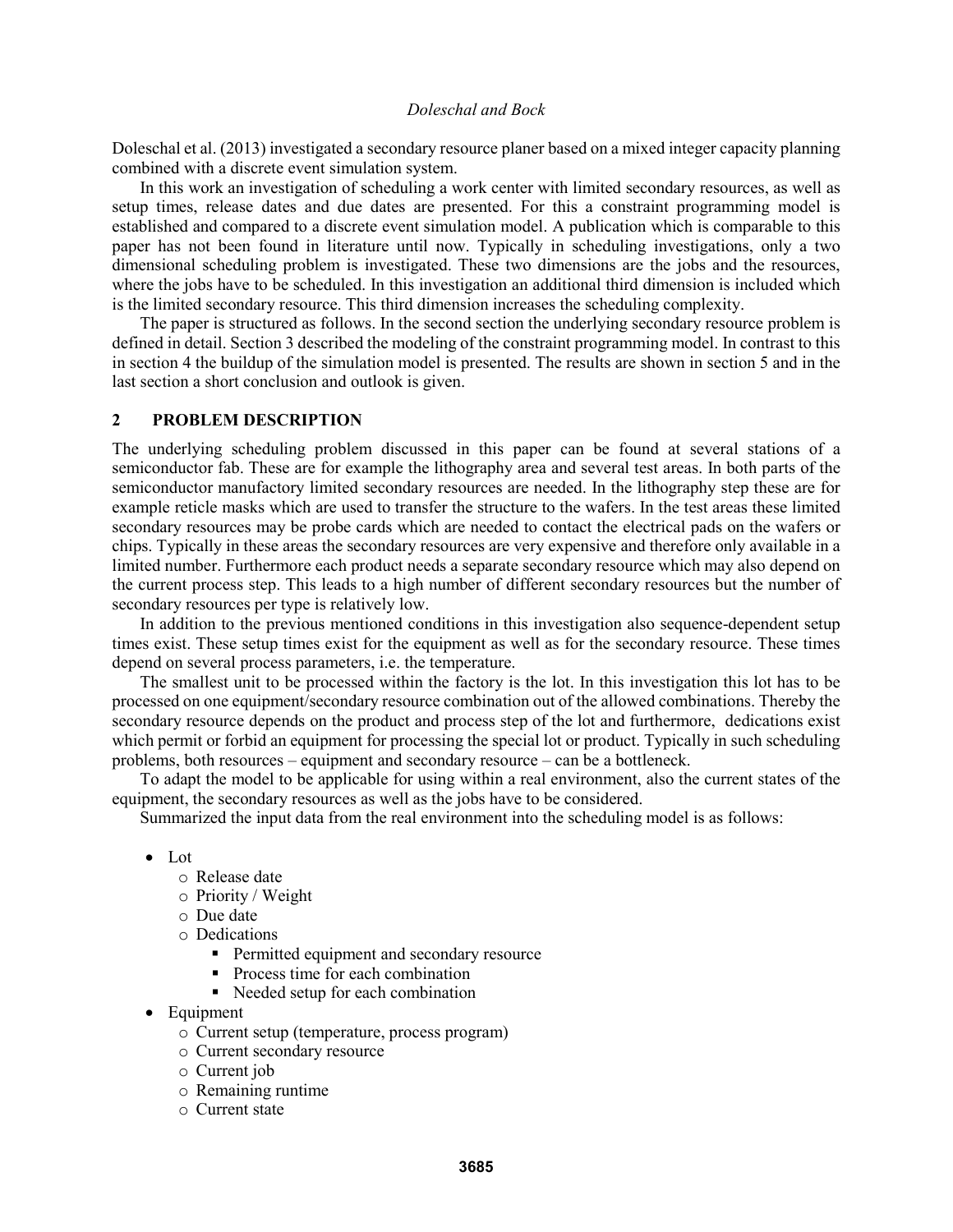Doleschal et al. (2013) investigated a secondary resource planer based on a mixed integer capacity planning combined with a discrete event simulation system.

In this work an investigation of scheduling a work center with limited secondary resources, as well as setup times, release dates and due dates are presented. For this a constraint programming model is established and compared to a discrete event simulation model. A publication which is comparable to this paper has not been found in literature until now. Typically in scheduling investigations, only a two dimensional scheduling problem is investigated. These two dimensions are the jobs and the resources, where the jobs have to be scheduled. In this investigation an additional third dimension is included which is the limited secondary resource. This third dimension increases the scheduling complexity.

The paper is structured as follows. In the second section the underlying secondary resource problem is defined in detail. Section 3 described the modeling of the constraint programming model. In contrast to this in section 4 the buildup of the simulation model is presented. The results are shown in section 5 and in the last section a short conclusion and outlook is given.

## 2 PROBLEM DESCRIPTION

The underlying scheduling problem discussed in this paper can be found at several stations of a semiconductor fab. These are for example the lithography area and several test areas. In both parts of the semiconductor manufactory limited secondary resources are needed. In the lithography step these are for example reticle masks which are used to transfer the structure to the wafers. In the test areas these limited secondary resources may be probe cards which are needed to contact the electrical pads on the wafers or chips. Typically in these areas the secondary resources are very expensive and therefore only available in a limited number. Furthermore each product needs a separate secondary resource which may also depend on the current process step. This leads to a high number of different secondary resources but the number of secondary resources per type is relatively low.

In addition to the previous mentioned conditions in this investigation also sequence-dependent setup times exist. These setup times exist for the equipment as well as for the secondary resource. These times depend on several process parameters, i.e. the temperature.

The smallest unit to be processed within the factory is the lot. In this investigation this lot has to be processed on one equipment/secondary resource combination out of the allowed combinations. Thereby the secondary resource depends on the product and process step of the lot and furthermore, dedications exist which permit or forbid an equipment for processing the special lot or product. Typically in such scheduling problems, both resources – equipment and secondary resource – can be a bottleneck.

To adapt the model to be applicable for using within a real environment, also the current states of the equipment, the secondary resources as well as the jobs have to be considered.

Summarized the input data from the real environment into the scheduling model is as follows:

- Lot
  - Release date
  - Priority / Weight
  - Due date
  - Dedications
    - Permitted equipment and secondary resource
    - Process time for each combination
    - Needed setup for each combination
- Equipment
  - Current setup (temperature, process program)
  - Current secondary resource
  - Current job
  - Remaining runtime
  - Current state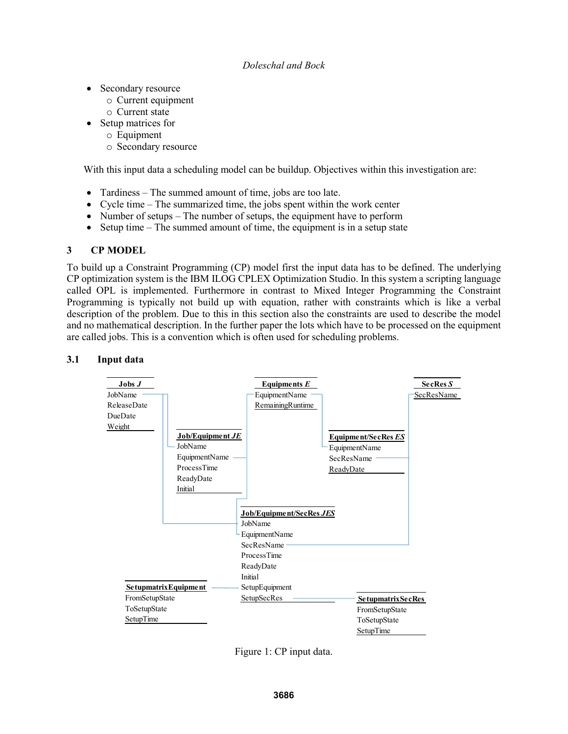- Secondary resource
  - Current equipment
  - Current state
- Setup matrices for
  - Equipment
  - Secondary resource

With this input data a scheduling model can be buildup. Objectives within this investigation are:

- Tardiness – The summed amount of time, jobs are too late.
- Cycle time – The summarized time, the jobs spent within the work center
- Number of setups – The number of setups, the equipment have to perform
- Setup time – The summed amount of time, the equipment is in a setup state

# 3 CP MODEL

To build up a Constraint Programming (CP) model first the input data has to be defined. The underlying CP optimization system is the IBM ILOG CPLEX Optimization Studio. In this system a scripting language called OPL is implemented. Furthermore in contrast to Mixed Integer Programming the Constraint Programming is typically not build up with equation, rather with constraints which is like a verbal description of the problem. Due to this in this section also the constraints are used to describe the model and no mathematical description. In the further paper the lots which have to be processed on the equipment are called jobs. This is a convention which is often used for scheduling problems.

## 3.1 Input data

**Jobs *J***
JobName
ReleaseDate
DueDate
Weight

**Equipments *E***
EquipmentName
RemainingRuntime

**SecRes *S***
SecResName

**Job/Equipment *JE***
JobName
EquipmentName
ProcessTime
ReadyDate
Initial

**Equipment/SecRes *ES***
EquipmentName
SecResName
ReadyDate

**Job/Equipment/SecRes *JES***
JobName
EquipmentName
SecResName
ProcessTime
ReadyDate
Initial
SetupEquipment
SetupSecRes

**SetupmatrixEquipment**
FromSetupState
ToSetupState
SetupTime

**SetupmatrixSecRes**
FromSetupState
ToSetupState
SetupTime

Figure 1: CP input data.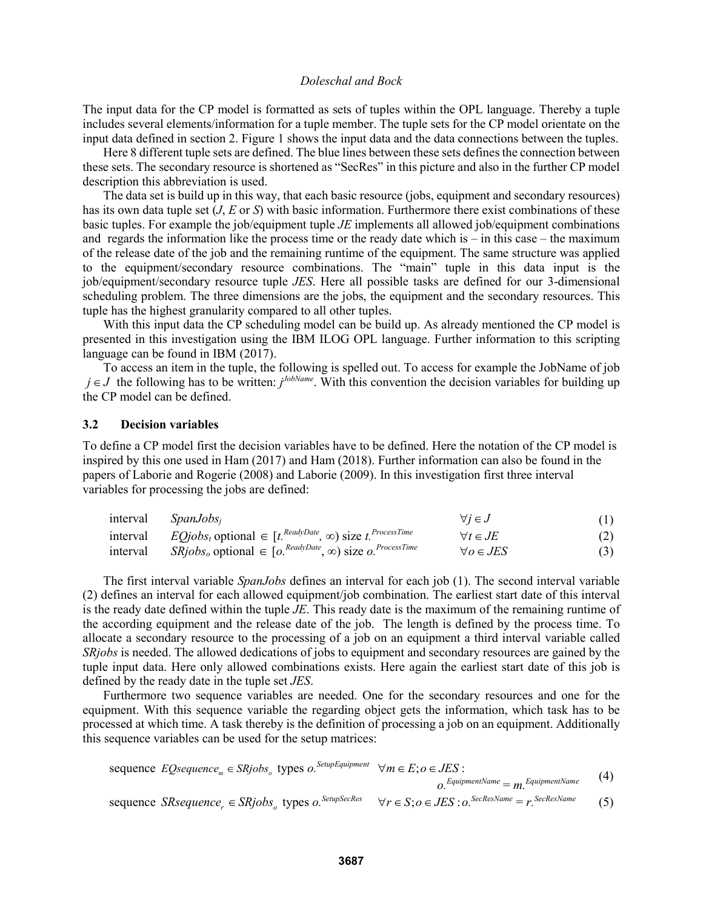The input data for the CP model is formatted as sets of tuples within the OPL language. Thereby a tuple includes several elements/information for a tuple member. The tuple sets for the CP model orientate on the input data defined in section 2. Figure 1 shows the input data and the data connections between the tuples.

Here 8 different tuple sets are defined. The blue lines between these sets defines the connection between these sets. The secondary resource is shortened as "SecRes" in this picture and also in the further CP model description this abbreviation is used.

The data set is build up in this way, that each basic resource (jobs, equipment and secondary resources) has its own data tuple set ($J$, $E$ or $S$) with basic information. Furthermore there exist combinations of these basic tuples. For example the job/equipment tuple $JE$ implements all allowed job/equipment combinations and regards the information like the process time or the ready date which is – in this case – the maximum of the release date of the job and the remaining runtime of the equipment. The same structure was applied to the equipment/secondary resource combinations. The "main" tuple in this data input is the job/equipment/secondary resource tuple $JES$. Here all possible tasks are defined for our 3-dimensional scheduling problem. The three dimensions are the jobs, the equipment and the secondary resources. This tuple has the highest granularity compared to all other tuples.

With this input data the CP scheduling model can be build up. As already mentioned the CP model is presented in this investigation using the IBM ILOG OPL language. Further information to this scripting language can be found in IBM (2017).

To access an item in the tuple, the following is spelled out. To access for example the JobName of job $j \in J$ the following has to be written: $j^{JobName}$. With this convention the decision variables for building up the CP model can be defined.

### 3.2 Decision variables

To define a CP model first the decision variables have to be defined. Here the notation of the CP model is inspired by this one used in Ham (2017) and Ham (2018). Further information can also be found in the papers of Laborie and Rogerie (2008) and Laborie (2009). In this investigation first three interval variables for processing the jobs are defined:

$$\text{interval} \quad SpanJobs_j \qquad \forall j \in J \tag{1}$$

$$\text{interval} \quad EQjobs_t \text{ optional } \in [t.^{ReadyDate}, \infty) \text{ size } t.^{ProcessTime} \qquad \forall t \in JE \tag{2}$$

$$\text{interval} \quad SRjobs_o \text{ optional } \in [o.^{ReadyDate}, \infty) \text{ size } o.^{ProcessTime} \qquad \forall o \in JES \tag{3}$$

The first interval variable *SpanJobs* defines an interval for each job (1). The second interval variable (2) defines an interval for each allowed equipment/job combination. The earliest start date of this interval is the ready date defined within the tuple $JE$. This ready date is the maximum of the remaining runtime of the according equipment and the release date of the job. The length is defined by the process time. To allocate a secondary resource to the processing of a job on an equipment a third interval variable called *SRjobs* is needed. The allowed dedications of jobs to equipment and secondary resources are gained by the tuple input data. Here only allowed combinations exists. Here again the earliest start date of this job is defined by the ready date in the tuple set $JES$.

Furthermore two sequence variables are needed. One for the secondary resources and one for the equipment. With this sequence variable the regarding object gets the information, which task has to be processed at which time. A task thereby is the definition of processing a job on an equipment. Additionally this sequence variables can be used for the setup matrices:

$$\text{sequence } EQsequence_m \in SRjobs_o \text{ types } o.^{SetupEquipment} \quad \forall m \in E; o \in JES: o.^{EquipmentName} = m.^{EquipmentName} \tag{4}$$

$$\text{sequence } SRsequence_r \in SRjobs_o \text{ types } o.^{SetupSecRes} \quad \forall r \in S; o \in JES: o.^{SecResName} = r.^{SecResName} \tag{5}$$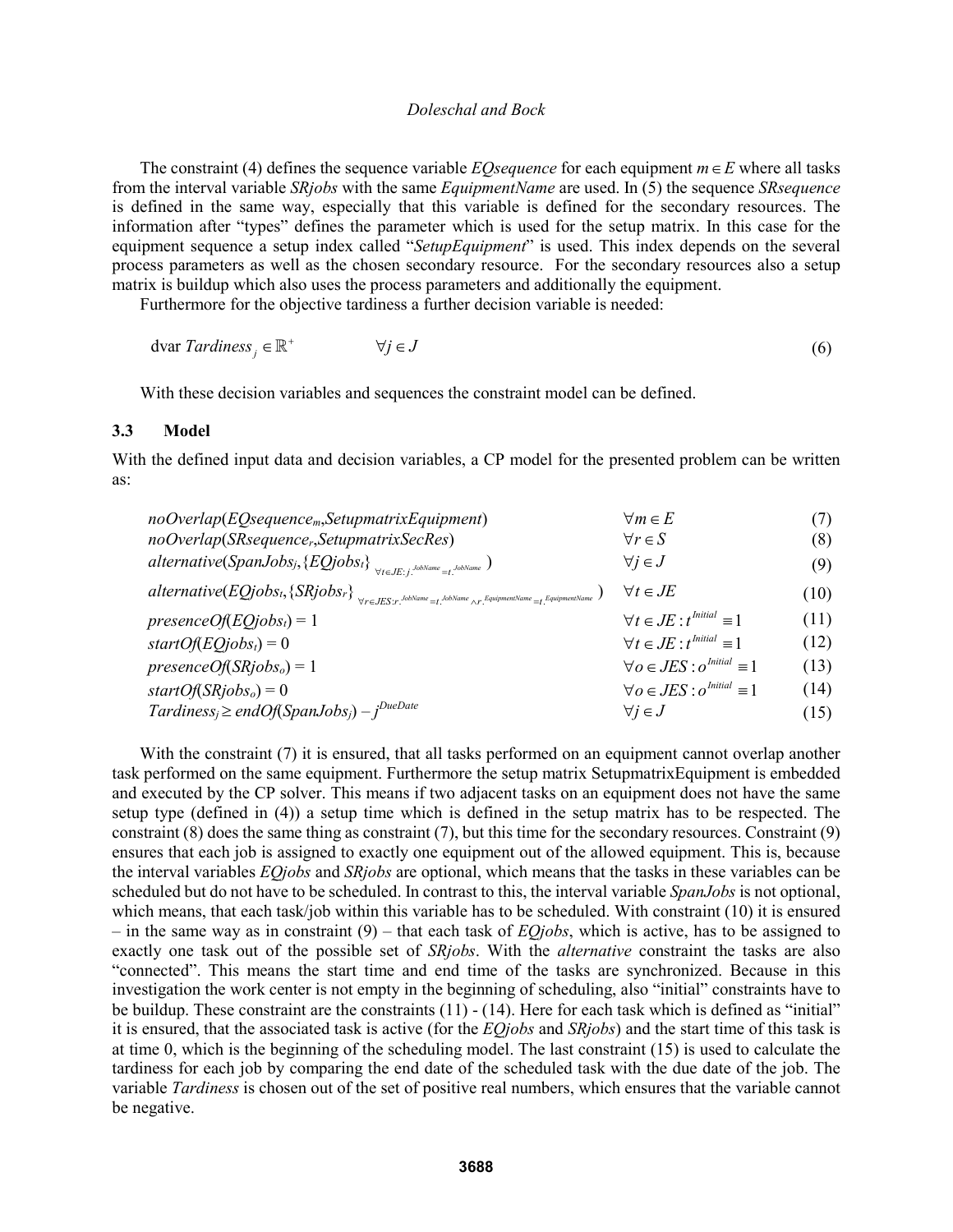The constraint (4) defines the sequence variable *EQsequence* for each equipment $m \in E$ where all tasks from the interval variable *SRjobs* with the same *EquipmentName* are used. In (5) the sequence *SRsequence* is defined in the same way, especially that this variable is defined for the secondary resources. The information after "types" defines the parameter which is used for the setup matrix. In this case for the equipment sequence a setup index called "*SetupEquipment*" is used. This index depends on the several process parameters as well as the chosen secondary resource. For the secondary resources also a setup matrix is buildup which also uses the process parameters and additionally the equipment.

Furthermore for the objective tardiness a further decision variable is needed:

$$\text{dvar } Tardiness_j \in \mathbb{R}^+ \qquad \forall j \in J \tag{6}$$

With these decision variables and sequences the constraint model can be defined.

### 3.3 Model

With the defined input data and decision variables, a CP model for the presented problem can be written as:

$$noOverlap(EQsequence_m, SetupmatrixEquipment) \qquad \forall m \in E \tag{7}$$

$$noOverlap(SRsequence_r, SetupmatrixSecRes) \qquad \forall r \in S \tag{8}$$

$$alternative(SpanJobs_j, \{EQjobs_t\}_{\forall t \in JE: j^{JobName} = t^{JobName}}) \qquad \forall j \in J \tag{9}$$

$$alternative(EQjobs_t, \{SRjobs_r\}_{\forall r \in JES: r^{JobName} = t^{JobName} \wedge r^{EquipmentName} = t^{EquipmentName}}) \qquad \forall t \in JE \tag{10}$$

$$presenceOf(EQjobs_t) = 1 \qquad \forall t \in JE : t^{Initial} \equiv 1 \tag{11}$$

$$startOf(EQjobs_t) = 0 \qquad \forall t \in JE : t^{Initial} \equiv 1 \tag{12}$$

$$presenceOf(SRjobs_o) = 1 \qquad \forall o \in JES : o^{Initial} \equiv 1 \tag{13}$$

$$startOf(SRjobs_o) = 0 \qquad \forall o \in JES : o^{Initial} \equiv 1 \tag{14}$$

$$Tardiness_j \geq endOf(SpanJobs_j) - j^{DueDate} \qquad \forall j \in J \tag{15}$$

With the constraint (7) it is ensured, that all tasks performed on an equipment cannot overlap another task performed on the same equipment. Furthermore the setup matrix SetupmatrixEquipment is embedded and executed by the CP solver. This means if two adjacent tasks on an equipment does not have the same setup type (defined in (4)) a setup time which is defined in the setup matrix has to be respected. The constraint (8) does the same thing as constraint (7), but this time for the secondary resources. Constraint (9) ensures that each job is assigned to exactly one equipment out of the allowed equipment. This is, because the interval variables *EQjobs* and *SRjobs* are optional, which means that the tasks in these variables can be scheduled but do not have to be scheduled. In contrast to this, the interval variable *SpanJobs* is not optional, which means, that each task/job within this variable has to be scheduled. With constraint (10) it is ensured – in the same way as in constraint (9) – that each task of *EQjobs*, which is active, has to be assigned to exactly one task out of the possible set of *SRjobs*. With the *alternative* constraint the tasks are also "connected". This means the start time and end time of the tasks are synchronized. Because in this investigation the work center is not empty in the beginning of scheduling, also "initial" constraints have to be buildup. These constraint are the constraints (11) - (14). Here for each task which is defined as "initial" it is ensured, that the associated task is active (for the *EQjobs* and *SRjobs*) and the start time of this task is at time 0, which is the beginning of the scheduling model. The last constraint (15) is used to calculate the tardiness for each job by comparing the end date of the scheduled task with the due date of the job. The variable *Tardiness* is chosen out of the set of positive real numbers, which ensures that the variable cannot be negative.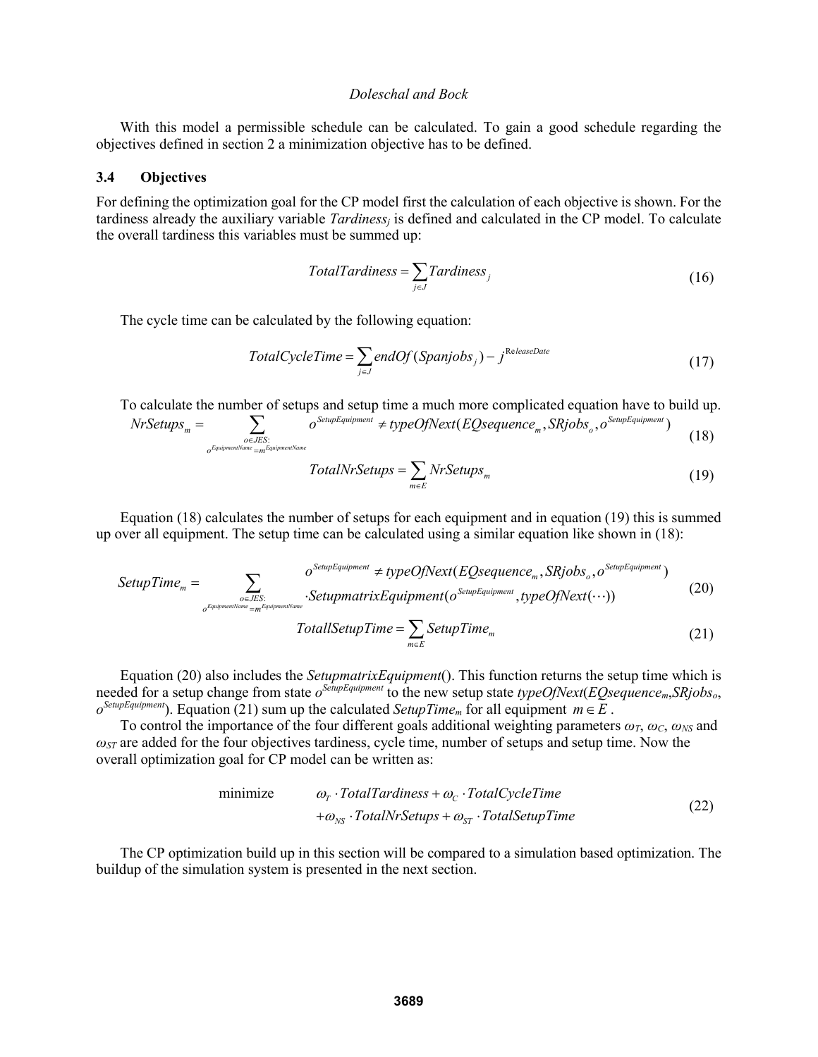With this model a permissible schedule can be calculated. To gain a good schedule regarding the objectives defined in section 2 a minimization objective has to be defined.

### 3.4 Objectives

For defining the optimization goal for the CP model first the calculation of each objective is shown. For the tardiness already the auxiliary variable $Tardiness_j$ is defined and calculated in the CP model. To calculate the overall tardiness this variables must be summed up:

$$TotalTardiness = \sum_{j \in J} Tardiness_j \tag{16}$$

The cycle time can be calculated by the following equation:

$$TotalCycleTime = \sum_{j \in J} endOf(Spanjobs_j) - j^{ReleaseDate} \tag{17}$$

To calculate the number of setups and setup time a much more complicated equation have to build up.

$$NrSetups_m = \sum_{\substack{o \in JES: \\ o^{EquipmentName} = m^{EquipmentName}}} o^{SetupEquipment} \neq typeOfNext(EQsequence_m, SRjobs_o, o^{SetupEquipment}) \tag{18}$$

$$TotalNrSetups = \sum_{m \in E} NrSetups_m \tag{19}$$

Equation (18) calculates the number of setups for each equipment and in equation (19) this is summed up over all equipment. The setup time can be calculated using a similar equation like shown in (18):

$$SetupTime_m = \sum_{\substack{o \in JES: \\ o^{EquipmentName} = m^{EquipmentName}}} \begin{array}{l} o^{SetupEquipment} \neq typeOfNext(EQsequence_m, SRjobs_o, o^{SetupEquipment}) \\ \cdot SetupmatrixEquipment(o^{SetupEquipment}, typeOfNext(\cdots)) \end{array} \tag{20}$$

$$TotallSetupTime = \sum_{m \in E} SetupTime_m \tag{21}$$

Equation (20) also includes the *SetupmatrixEquipment*(). This function returns the setup time which is needed for a setup change from state $o^{SetupEquipment}$ to the new setup state $typeOfNext(EQsequence_m, SRjobs_o, o^{SetupEquipment})$. Equation (21) sum up the calculated $SetupTime_m$ for all equipment $m \in E$.

To control the importance of the four different goals additional weighting parameters $\omega_T$, $\omega_C$, $\omega_{NS}$ and $\omega_{ST}$ are added for the four objectives tardiness, cycle time, number of setups and setup time. Now the overall optimization goal for CP model can be written as:

$$\text{minimize} \quad \begin{array}{l} \omega_T \cdot TotalTardiness + \omega_C \cdot TotalCycleTime \\ +\omega_{NS} \cdot TotalNrSetups + \omega_{ST} \cdot TotalSetupTime \end{array} \tag{22}$$

The CP optimization build up in this section will be compared to a simulation based optimization. The buildup of the simulation system is presented in the next section.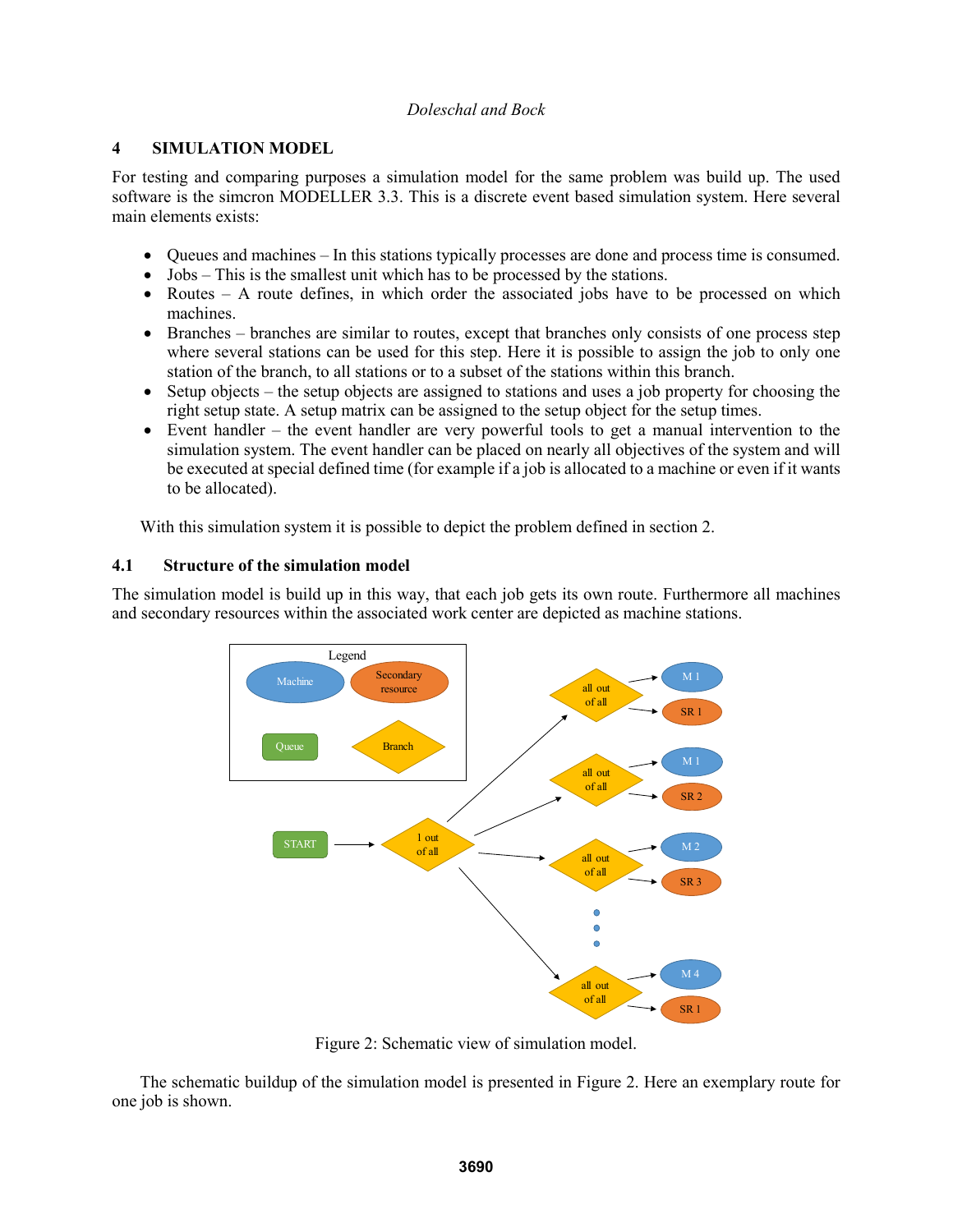## 4 SIMULATION MODEL

For testing and comparing purposes a simulation model for the same problem was build up. The used software is the simcron MODELLER 3.3. This is a discrete event based simulation system. Here several main elements exists:

- Queues and machines – In this stations typically processes are done and process time is consumed.
- Jobs – This is the smallest unit which has to be processed by the stations.
- Routes – A route defines, in which order the associated jobs have to be processed on which machines.
- Branches – branches are similar to routes, except that branches only consists of one process step where several stations can be used for this step. Here it is possible to assign the job to only one station of the branch, to all stations or to a subset of the stations within this branch.
- Setup objects – the setup objects are assigned to stations and uses a job property for choosing the right setup state. A setup matrix can be assigned to the setup object for the setup times.
- Event handler – the event handler are very powerful tools to get a manual intervention to the simulation system. The event handler can be placed on nearly all objectives of the system and will be executed at special defined time (for example if a job is allocated to a machine or even if it wants to be allocated).

With this simulation system it is possible to depict the problem defined in section 2.

### 4.1 Structure of the simulation model

The simulation model is build up in this way, that each job gets its own route. Furthermore all machines and secondary resources within the associated work center are depicted as machine stations.

Figure 2: Schematic view of simulation model.

The schematic buildup of the simulation model is presented in Figure 2. Here an exemplary route for one job is shown.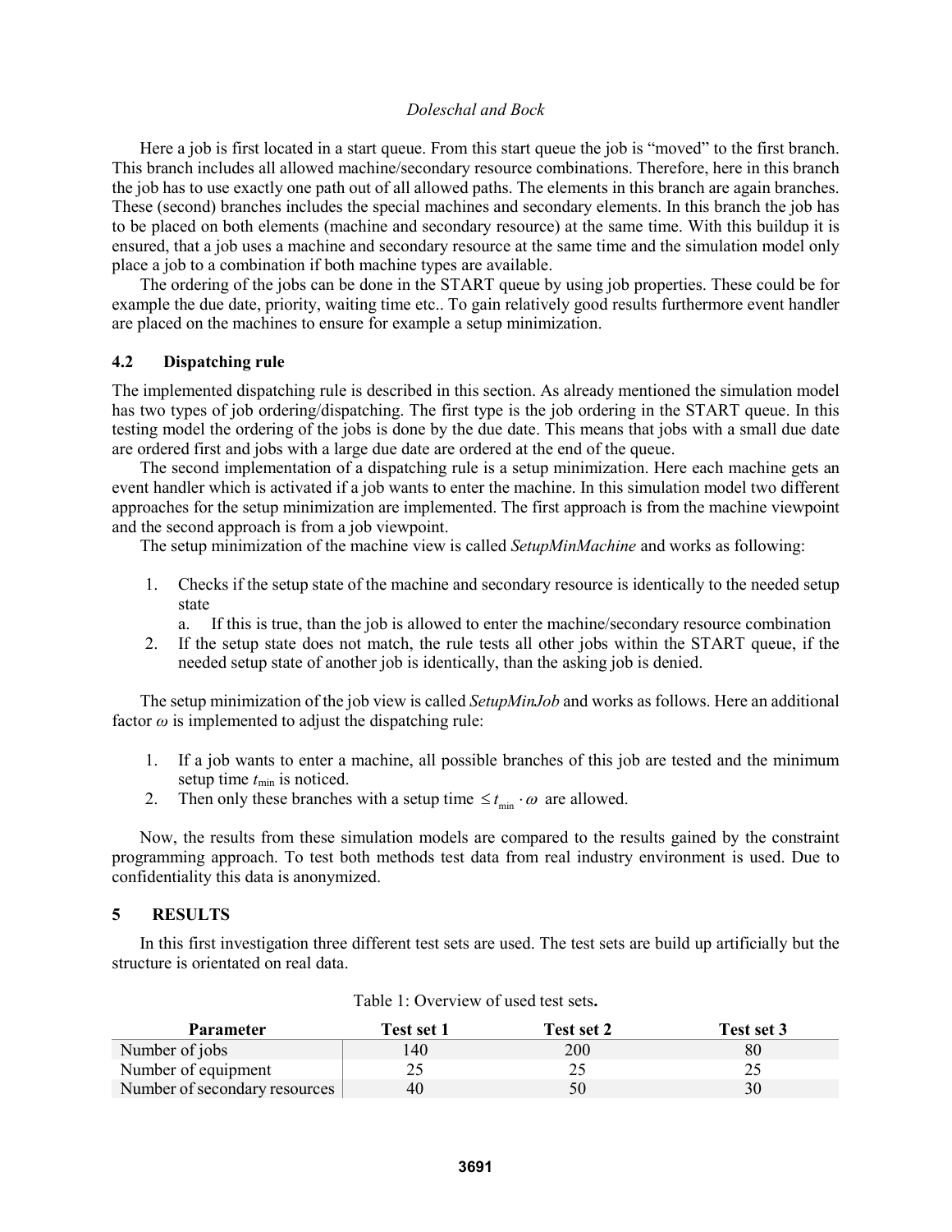Here a job is first located in a start queue. From this start queue the job is "moved" to the first branch. This branch includes all allowed machine/secondary resource combinations. Therefore, here in this branch the job has to use exactly one path out of all allowed paths. The elements in this branch are again branches. These (second) branches includes the special machines and secondary elements. In this branch the job has to be placed on both elements (machine and secondary resource) at the same time. With this buildup it is ensured, that a job uses a machine and secondary resource at the same time and the simulation model only place a job to a combination if both machine types are available.

The ordering of the jobs can be done in the START queue by using job properties. These could be for example the due date, priority, waiting time etc.. To gain relatively good results furthermore event handler are placed on the machines to ensure for example a setup minimization.

### 4.2 Dispatching rule

The implemented dispatching rule is described in this section. As already mentioned the simulation model has two types of job ordering/dispatching. The first type is the job ordering in the START queue. In this testing model the ordering of the jobs is done by the due date. This means that jobs with a small due date are ordered first and jobs with a large due date are ordered at the end of the queue.

The second implementation of a dispatching rule is a setup minimization. Here each machine gets an event handler which is activated if a job wants to enter the machine. In this simulation model two different approaches for the setup minimization are implemented. The first approach is from the machine viewpoint and the second approach is from a job viewpoint.

The setup minimization of the machine view is called *SetupMinMachine* and works as following:

1. Checks if the setup state of the machine and secondary resource is identically to the needed setup state
   a. If this is true, than the job is allowed to enter the machine/secondary resource combination
2. If the setup state does not match, the rule tests all other jobs within the START queue, if the needed setup state of another job is identically, than the asking job is denied.

The setup minimization of the job view is called *SetupMinJob* and works as follows. Here an additional factor $\omega$ is implemented to adjust the dispatching rule:

1. If a job wants to enter a machine, all possible branches of this job are tested and the minimum setup time $t_{\min}$ is noticed.
2. Then only these branches with a setup time $\leq t_{\min} \cdot \omega$ are allowed.

Now, the results from these simulation models are compared to the results gained by the constraint programming approach. To test both methods test data from real industry environment is used. Due to confidentiality this data is anonymized.

## 5 RESULTS

In this first investigation three different test sets are used. The test sets are build up artificially but the structure is orientated on real data.

Table 1: Overview of used test sets.

| Parameter | Test set 1 | Test set 2 | Test set 3 |
|---|---|---|---|
| Number of jobs | 140 | 200 | 80 |
| Number of equipment | 25 | 25 | 25 |
| Number of secondary resources | 40 | 50 | 30 |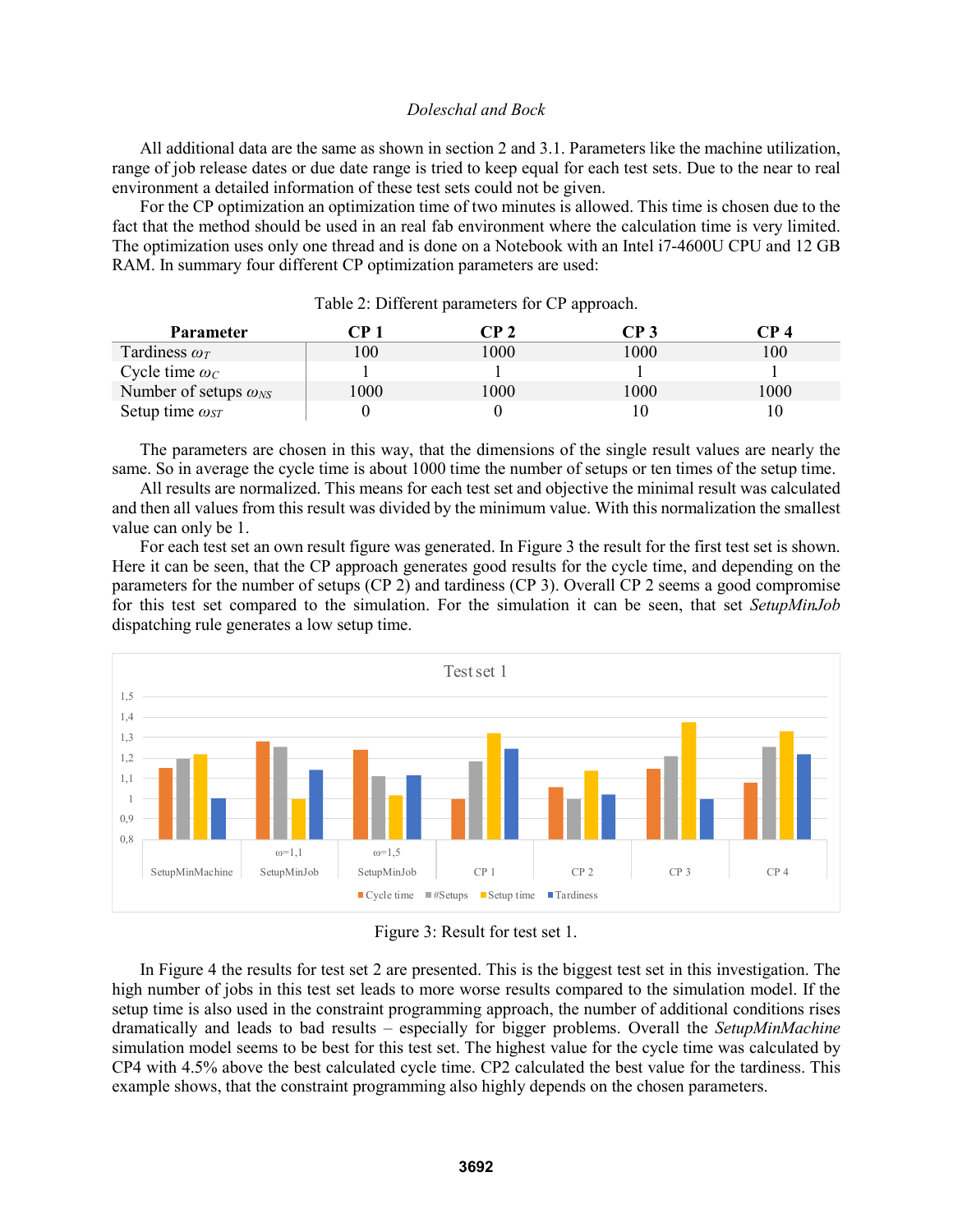All additional data are the same as shown in section 2 and 3.1. Parameters like the machine utilization, range of job release dates or due date range is tried to keep equal for each test sets. Due to the near to real environment a detailed information of these test sets could not be given.

For the CP optimization an optimization time of two minutes is allowed. This time is chosen due to the fact that the method should be used in an real fab environment where the calculation time is very limited. The optimization uses only one thread and is done on a Notebook with an Intel i7-4600U CPU and 12 GB RAM. In summary four different CP optimization parameters are used:

Table 2: Different parameters for CP approach.

| Parameter | CP 1 | CP 2 | CP 3 | CP 4 |
|---|---|---|---|---|
| Tardiness $\omega_T$ | 100 | 1000 | 1000 | 100 |
| Cycle time $\omega_C$ | 1 | 1 | 1 | 1 |
| Number of setups $\omega_{NS}$ | 1000 | 1000 | 1000 | 1000 |
| Setup time $\omega_{ST}$ | 0 | 0 | 10 | 10 |

The parameters are chosen in this way, that the dimensions of the single result values are nearly the same. So in average the cycle time is about 1000 time the number of setups or ten times of the setup time.

All results are normalized. This means for each test set and objective the minimal result was calculated and then all values from this result was divided by the minimum value. With this normalization the smallest value can only be 1.

For each test set an own result figure was generated. In Figure 3 the result for the first test set is shown. Here it can be seen, that the CP approach generates good results for the cycle time, and depending on the parameters for the number of setups (CP 2) and tardiness (CP 3). Overall CP 2 seems a good compromise for this test set compared to the simulation. For the simulation it can be seen, that set *SetupMinJob* dispatching rule generates a low setup time.

Figure 3: Result for test set 1.

In Figure 4 the results for test set 2 are presented. This is the biggest test set in this investigation. The high number of jobs in this test set leads to more worse results compared to the simulation model. If the setup time is also used in the constraint programming approach, the number of additional conditions rises dramatically and leads to bad results – especially for bigger problems. Overall the *SetupMinMachine* simulation model seems to be best for this test set. The highest value for the cycle time was calculated by CP4 with 4.5% above the best calculated cycle time. CP2 calculated the best value for the tardiness. This example shows, that the constraint programming also highly depends on the chosen parameters.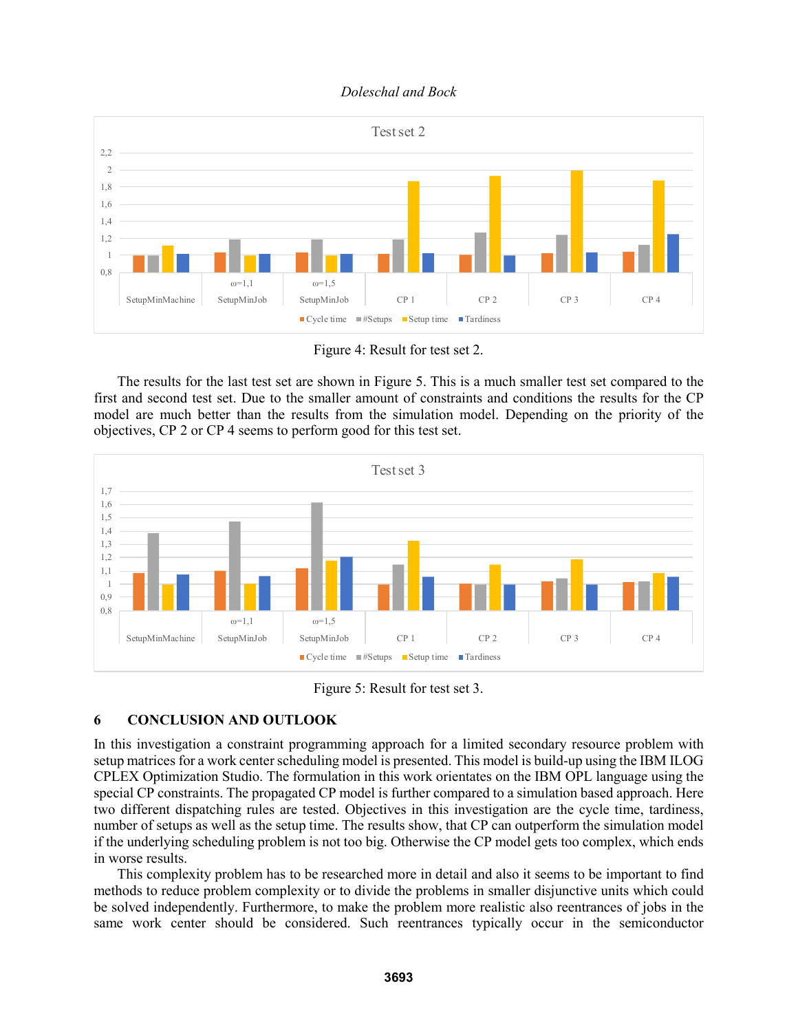Figure 4: Result for test set 2.

The results for the last test set are shown in Figure 5. This is a much smaller test set compared to the first and second test set. Due to the smaller amount of constraints and conditions the results for the CP model are much better than the results from the simulation model. Depending on the priority of the objectives, CP 2 or CP 4 seems to perform good for this test set.

Figure 5: Result for test set 3.

## 6 CONCLUSION AND OUTLOOK

In this investigation a constraint programming approach for a limited secondary resource problem with setup matrices for a work center scheduling model is presented. This model is build-up using the IBM ILOG CPLEX Optimization Studio. The formulation in this work orientates on the IBM OPL language using the special CP constraints. The propagated CP model is further compared to a simulation based approach. Here two different dispatching rules are tested. Objectives in this investigation are the cycle time, tardiness, number of setups as well as the setup time. The results show, that CP can outperform the simulation model if the underlying scheduling problem is not too big. Otherwise the CP model gets too complex, which ends in worse results.

This complexity problem has to be researched more in detail and also it seems to be important to find methods to reduce problem complexity or to divide the problems in smaller disjunctive units which could be solved independently. Furthermore, to make the problem more realistic also reentrances of jobs in the same work center should be considered. Such reentrances typically occur in the semiconductor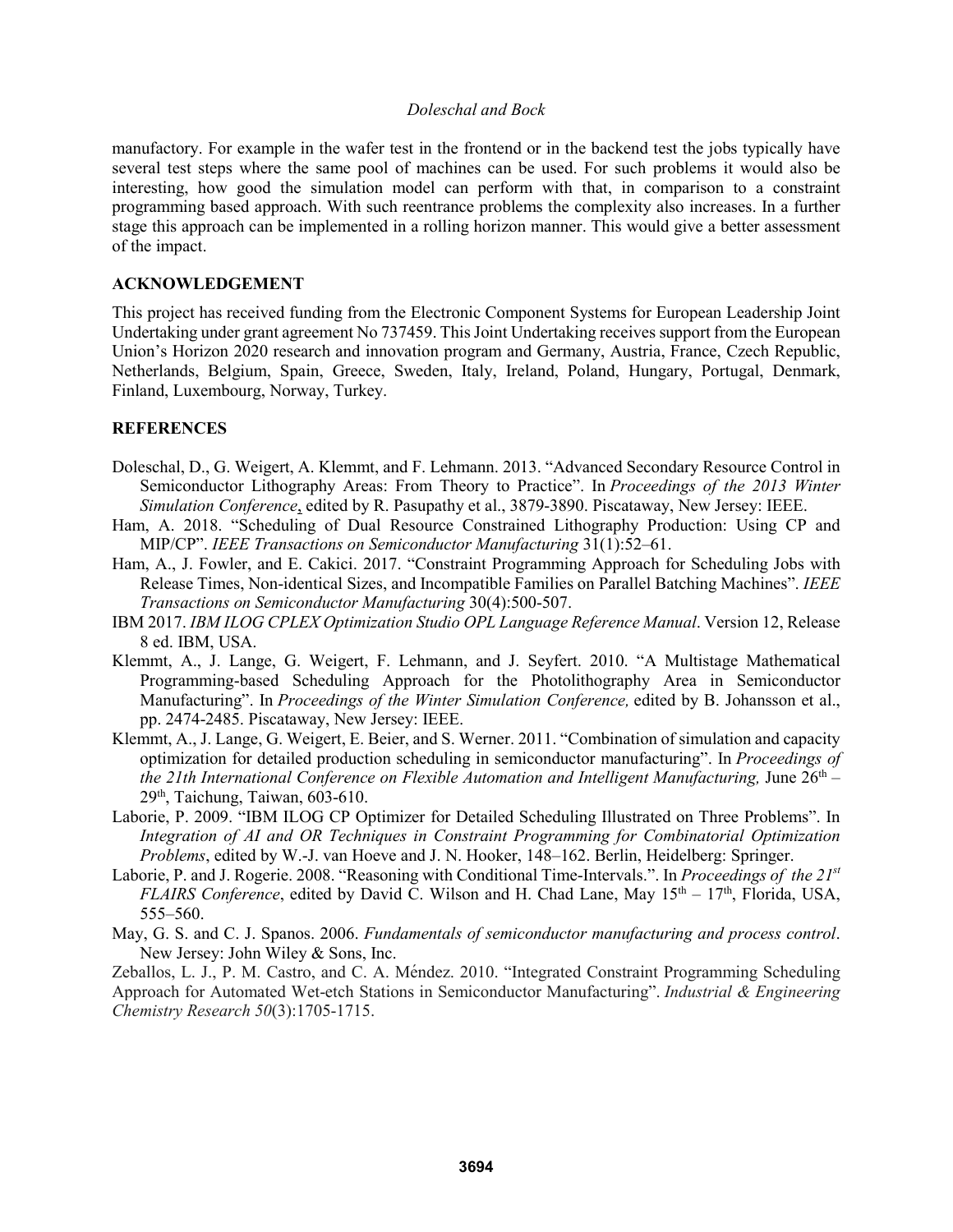manufactory. For example in the wafer test in the frontend or in the backend test the jobs typically have several test steps where the same pool of machines can be used. For such problems it would also be interesting, how good the simulation model can perform with that, in comparison to a constraint programming based approach. With such reentrance problems the complexity also increases. In a further stage this approach can be implemented in a rolling horizon manner. This would give a better assessment of the impact.

## ACKNOWLEDGEMENT

This project has received funding from the Electronic Component Systems for European Leadership Joint Undertaking under grant agreement No 737459. This Joint Undertaking receives support from the European Union's Horizon 2020 research and innovation program and Germany, Austria, France, Czech Republic, Netherlands, Belgium, Spain, Greece, Sweden, Italy, Ireland, Poland, Hungary, Portugal, Denmark, Finland, Luxembourg, Norway, Turkey.

## REFERENCES

Doleschal, D., G. Weigert, A. Klemmt, and F. Lehmann. 2013. "Advanced Secondary Resource Control in Semiconductor Lithography Areas: From Theory to Practice". In *Proceedings of the 2013 Winter Simulation Conference*, edited by R. Pasupathy et al., 3879-3890. Piscataway, New Jersey: IEEE.

Ham, A. 2018. "Scheduling of Dual Resource Constrained Lithography Production: Using CP and MIP/CP". *IEEE Transactions on Semiconductor Manufacturing* 31(1):52–61.

Ham, A., J. Fowler, and E. Cakici. 2017. "Constraint Programming Approach for Scheduling Jobs with Release Times, Non-identical Sizes, and Incompatible Families on Parallel Batching Machines". *IEEE Transactions on Semiconductor Manufacturing* 30(4):500-507.

IBM 2017. *IBM ILOG CPLEX Optimization Studio OPL Language Reference Manual*. Version 12, Release 8 ed. IBM, USA.

Klemmt, A., J. Lange, G. Weigert, F. Lehmann, and J. Seyfert. 2010. "A Multistage Mathematical Programming-based Scheduling Approach for the Photolithography Area in Semiconductor Manufacturing". In *Proceedings of the Winter Simulation Conference,* edited by B. Johansson et al., pp. 2474-2485. Piscataway, New Jersey: IEEE.

Klemmt, A., J. Lange, G. Weigert, E. Beier, and S. Werner. 2011. "Combination of simulation and capacity optimization for detailed production scheduling in semiconductor manufacturing". In *Proceedings of the 21th International Conference on Flexible Automation and Intelligent Manufacturing,* June 26th – 29th, Taichung, Taiwan, 603-610.

Laborie, P. 2009. "IBM ILOG CP Optimizer for Detailed Scheduling Illustrated on Three Problems". In *Integration of AI and OR Techniques in Constraint Programming for Combinatorial Optimization Problems*, edited by W.-J. van Hoeve and J. N. Hooker, 148–162. Berlin, Heidelberg: Springer.

Laborie, P. and J. Rogerie. 2008. "Reasoning with Conditional Time-Intervals.". In *Proceedings of the 21st FLAIRS Conference*, edited by David C. Wilson and H. Chad Lane, May 15th – 17th, Florida, USA, 555–560.

May, G. S. and C. J. Spanos. 2006. *Fundamentals of semiconductor manufacturing and process control*. New Jersey: John Wiley & Sons, Inc.

Zeballos, L. J., P. M. Castro, and C. A. Méndez. 2010. "Integrated Constraint Programming Scheduling Approach for Automated Wet-etch Stations in Semiconductor Manufacturing". *Industrial & Engineering Chemistry Research 50*(3):1705-1715.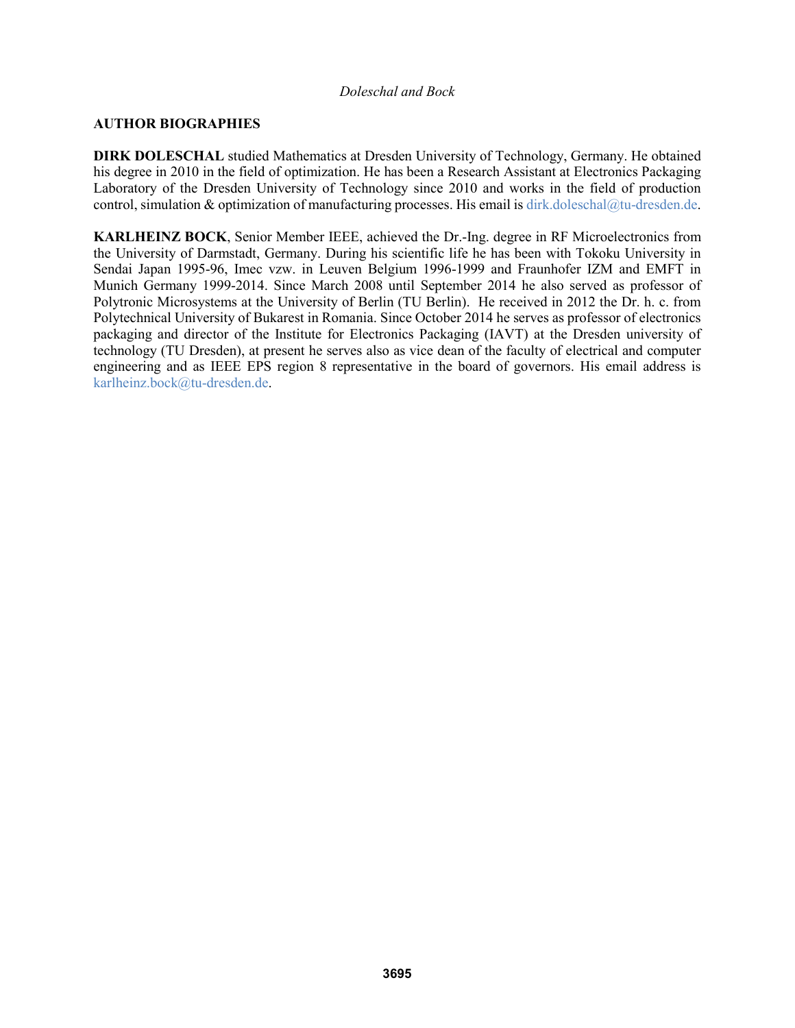## AUTHOR BIOGRAPHIES

**DIRK DOLESCHAL** studied Mathematics at Dresden University of Technology, Germany. He obtained his degree in 2010 in the field of optimization. He has been a Research Assistant at Electronics Packaging Laboratory of the Dresden University of Technology since 2010 and works in the field of production control, simulation & optimization of manufacturing processes. His email is dirk.doleschal@tu-dresden.de.

**KARLHEINZ BOCK**, Senior Member IEEE, achieved the Dr.-Ing. degree in RF Microelectronics from the University of Darmstadt, Germany. During his scientific life he has been with Tokoku University in Sendai Japan 1995-96, Imec vzw. in Leuven Belgium 1996-1999 and Fraunhofer IZM and EMFT in Munich Germany 1999-2014. Since March 2008 until September 2014 he also served as professor of Polytronic Microsystems at the University of Berlin (TU Berlin). He received in 2012 the Dr. h. c. from Polytechnical University of Bukarest in Romania. Since October 2014 he serves as professor of electronics packaging and director of the Institute for Electronics Packaging (IAVT) at the Dresden university of technology (TU Dresden), at present he serves also as vice dean of the faculty of electrical and computer engineering and as IEEE EPS region 8 representative in the board of governors. His email address is karlheinz.bock@tu-dresden.de.